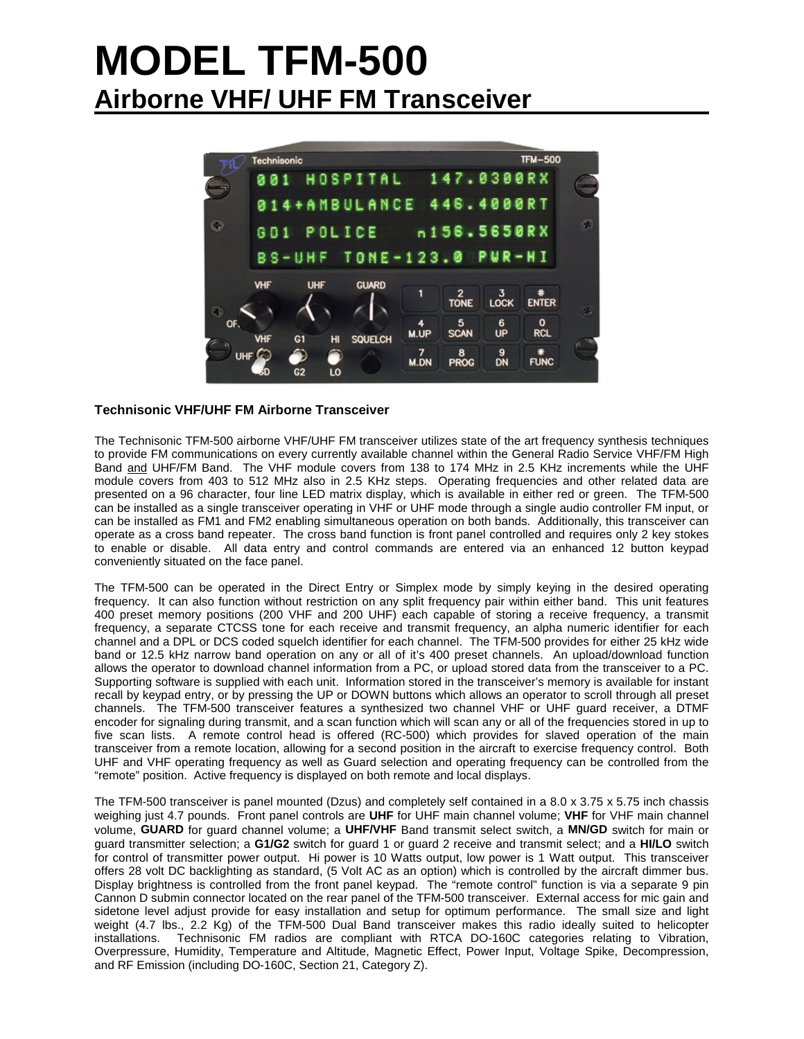# MODEL TFM-500

## Airborne VHF/ UHF FM Transceiver

**Technisonic VHF/UHF FM Airborne Transceiver**

The Technisonic TFM-500 airborne VHF/UHF FM transceiver utilizes state of the art frequency synthesis techniques to provide FM communications on every currently available channel within the General Radio Service VHF/FM High Band and UHF/FM Band. The VHF module covers from 138 to 174 MHz in 2.5 KHz increments while the UHF module covers from 403 to 512 MHz also in 2.5 KHz steps. Operating frequencies and other related data are presented on a 96 character, four line LED matrix display, which is available in either red or green. The TFM-500 can be installed as a single transceiver operating in VHF or UHF mode through a single audio controller FM input, or can be installed as FM1 and FM2 enabling simultaneous operation on both bands. Additionally, this transceiver can operate as a cross band repeater. The cross band function is front panel controlled and requires only 2 key stokes to enable or disable. All data entry and control commands are entered via an enhanced 12 button keypad conveniently situated on the face panel.

The TFM-500 can be operated in the Direct Entry or Simplex mode by simply keying in the desired operating frequency. It can also function without restriction on any split frequency pair within either band. This unit features 400 preset memory positions (200 VHF and 200 UHF) each capable of storing a receive frequency, a transmit frequency, a separate CTCSS tone for each receive and transmit frequency, an alpha numeric identifier for each channel and a DPL or DCS coded squelch identifier for each channel. The TFM-500 provides for either 25 kHz wide band or 12.5 kHz narrow band operation on any or all of it's 400 preset channels. An upload/download function allows the operator to download channel information from a PC, or upload stored data from the transceiver to a PC. Supporting software is supplied with each unit. Information stored in the transceiver's memory is available for instant recall by keypad entry, or by pressing the UP or DOWN buttons which allows an operator to scroll through all preset channels. The TFM-500 transceiver features a synthesized two channel VHF or UHF guard receiver, a DTMF encoder for signaling during transmit, and a scan function which will scan any or all of the frequencies stored in up to five scan lists. A remote control head is offered (RC-500) which provides for slaved operation of the main transceiver from a remote location, allowing for a second position in the aircraft to exercise frequency control. Both UHF and VHF operating frequency as well as Guard selection and operating frequency can be controlled from the "remote" position. Active frequency is displayed on both remote and local displays.

The TFM-500 transceiver is panel mounted (Dzus) and completely self contained in a 8.0 x 3.75 x 5.75 inch chassis weighing just 4.7 pounds. Front panel controls are **UHF** for UHF main channel volume; **VHF** for VHF main channel volume, **GUARD** for guard channel volume; a **UHF/VHF** Band transmit select switch, a **MN/GD** switch for main or guard transmitter selection; a **G1/G2** switch for guard 1 or guard 2 receive and transmit select; and a **HI/LO** switch for control of transmitter power output. Hi power is 10 Watts output, low power is 1 Watt output. This transceiver offers 28 volt DC backlighting as standard, (5 Volt AC as an option) which is controlled by the aircraft dimmer bus. Display brightness is controlled from the front panel keypad. The "remote control" function is via a separate 9 pin Cannon D subminiature connector located on the rear panel of the TFM-500 transceiver. External access for mic gain and sidetone level adjust provide for easy installation and setup for optimum performance. The small size and light weight (4.7 lbs., 2.2 Kg) of the TFM-500 Dual Band transceiver makes this radio ideally suited to helicopter installations. Technisonic FM radios are compliant with RTCA DO-160C categories relating to Vibration, Overpressure, Humidity, Temperature and Altitude, Magnetic Effect, Power Input, Voltage Spike, Decompression, and RF Emission (including DO-160C, Section 21, Category Z).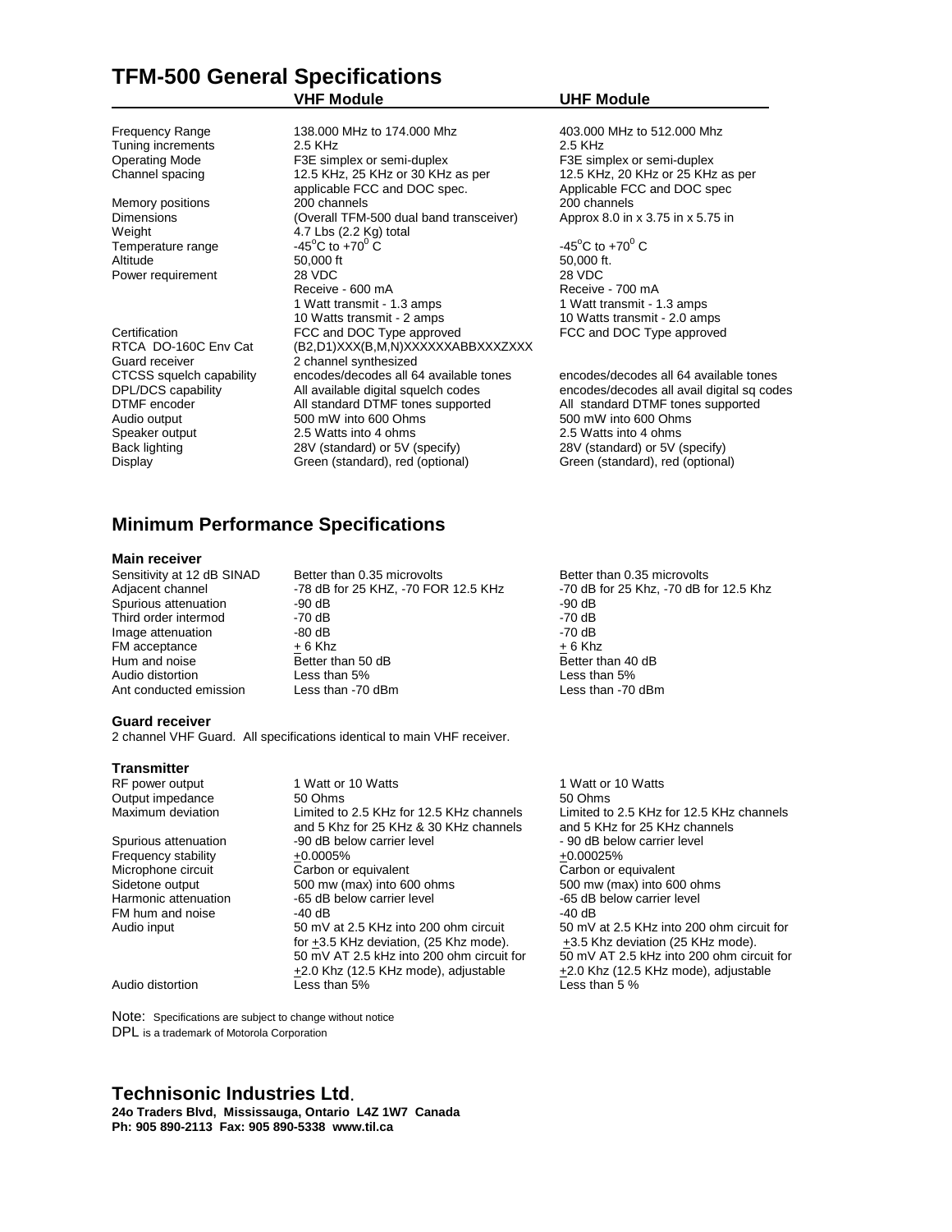# TFM-500 General Specifications

| | VHF Module | UHF Module |
|---|---|---|
| Frequency Range | 138.000 MHz to 174.000 Mhz | 403.000 MHz to 512.000 Mhz |
| Tuning increments | 2.5 KHz | 2.5 KHz |
| Operating Mode | F3E simplex or semi-duplex | F3E simplex or semi-duplex |
| Channel spacing | 12.5 KHz, 25 KHz or 30 KHz as per applicable FCC and DOC spec. | 12.5 KHz, 20 KHz or 25 KHz as per Applicable FCC and DOC spec |
| Memory positions | 200 channels | 200 channels |
| Dimensions | (Overall TFM-500 dual band transceiver) | Approx 8.0 in x 3.75 in x 5.75 in |
| Weight | 4.7 Lbs (2.2 Kg) total | |
| Temperature range | -45°C to +70° C | -45°C to +70° C |
| Altitude | 50,000 ft | 50,000 ft. |
| Power requirement | 28 VDC<br>Receive - 600 mA<br>1 Watt transmit - 1.3 amps<br>10 Watts transmit - 2 amps | 28 VDC<br>Receive - 700 mA<br>1 Watt transmit - 1.3 amps<br>10 Watts transmit - 2.0 amps |
| Certification | FCC and DOC Type approved | FCC and DOC Type approved |
| RTCA DO-160C Env Cat | (B2,D1)XXX(B,M,N)XXXXXXABBXXXZXXX | |
| Guard receiver | 2 channel synthesized | |
| CTCSS squelch capability | encodes/decodes all 64 available tones | encodes/decodes all 64 available tones |
| DPL/DCS capability | All available digital squelch codes | encodes/decodes all avail digital sq codes |
| DTMF encoder | All standard DTMF tones supported | All standard DTMF tones supported |
| Audio output | 500 mW into 600 Ohms | 500 mW into 600 Ohms |
| Speaker output | 2.5 Watts into 4 ohms | 2.5 Watts into 4 ohms |
| Back lighting | 28V (standard) or 5V (specify) | 28V (standard) or 5V (specify) |
| Display | Green (standard), red (optional) | Green (standard), red (optional) |

# Minimum Performance Specifications

### Main receiver

| | | |
|---|---|---|
| Sensitivity at 12 dB SINAD | Better than 0.35 microvolts | Better than 0.35 microvolts |
| Adjacent channel | -78 dB for 25 KHZ, -70 FOR 12.5 KHz | -70 dB for 25 Khz, -70 dB for 12.5 Khz |
| Spurious attenuation | -90 dB | -90 dB |
| Third order intermod | -70 dB | -70 dB |
| Image attenuation | -80 dB | -70 dB |
| FM acceptance | ± 6 Khz | ± 6 Khz |
| Hum and noise | Better than 50 dB | Better than 40 dB |
| Audio distortion | Less than 5% | Less than 5% |
| Ant conducted emission | Less than -70 dBm | Less than -70 dBm |

### Guard receiver

2 channel VHF Guard. All specifications identical to main VHF receiver.

### Transmitter

| | | |
|---|---|---|
| RF power output | 1 Watt or 10 Watts | 1 Watt or 10 Watts |
| Output impedance | 50 Ohms | 50 Ohms |
| Maximum deviation | Limited to 2.5 KHz for 12.5 KHz channels and 5 Khz for 25 KHz & 30 KHz channels | Limited to 2.5 KHz for 12.5 KHz channels and 5 KHz for 25 KHz channels |
| Spurious attenuation | -90 dB below carrier level | - 90 dB below carrier level |
| Frequency stability | ±0.0005% | ±0.00025% |
| Microphone circuit | Carbon or equivalent | Carbon or equivalent |
| Sidetone output | 500 mw (max) into 600 ohms | 500 mw (max) into 600 ohms |
| Harmonic attenuation | -65 dB below carrier level | -65 dB below carrier level |
| FM hum and noise | -40 dB | -40 dB |
| Audio input | 50 mV at 2.5 KHz into 200 ohm circuit for ±3.5 KHz deviation, (25 Khz mode). 50 mV AT 2.5 kHz into 200 ohm circuit for ±2.0 Khz (12.5 KHz mode), adjustable | 50 mV at 2.5 KHz into 200 ohm circuit for ±3.5 Khz deviation (25 KHz mode). 50 mV AT 2.5 kHz into 200 ohm circuit for ±2.0 Khz (12.5 KHz mode), adjustable |
| Audio distortion | Less than 5% | Less than 5 % |

Note: Specifications are subject to change without notice
DPL is a trademark of Motorola Corporation

## Technisonic Industries Ltd.

**24o Traders Blvd, Mississauga, Ontario L4Z 1W7 Canada**
**Ph: 905 890-2113 Fax: 905 890-5338 www.til.ca**